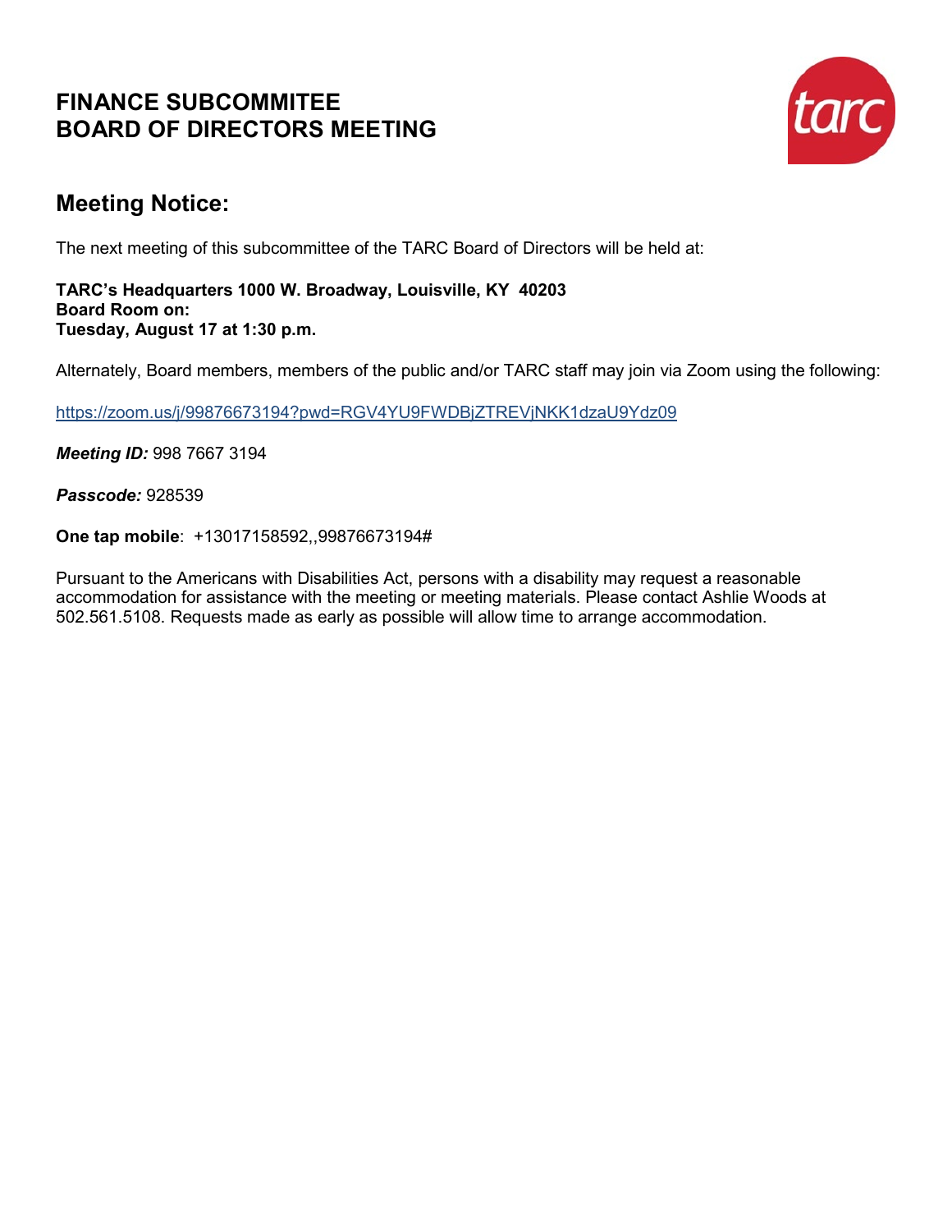# FINANCE SUBCOMMITEE
# BOARD OF DIRECTORS MEETING

## Meeting Notice:

The next meeting of this subcommittee of the TARC Board of Directors will be held at:

**TARC's Headquarters 1000 W. Broadway, Louisville, KY 40203**
**Board Room on:**
**Tuesday, August 17 at 1:30 p.m.**

Alternately, Board members, members of the public and/or TARC staff may join via Zoom using the following:

https://zoom.us/j/99876673194?pwd=RGV4YU9FWDBjZTREVjNKK1dzaU9Ydz09

***Meeting ID:*** 998 7667 3194

***Passcode:*** 928539

**One tap mobile**: +13017158592,,99876673194#

Pursuant to the Americans with Disabilities Act, persons with a disability may request a reasonable accommodation for assistance with the meeting or meeting materials. Please contact Ashlie Woods at 502.561.5108. Requests made as early as possible will allow time to arrange accommodation.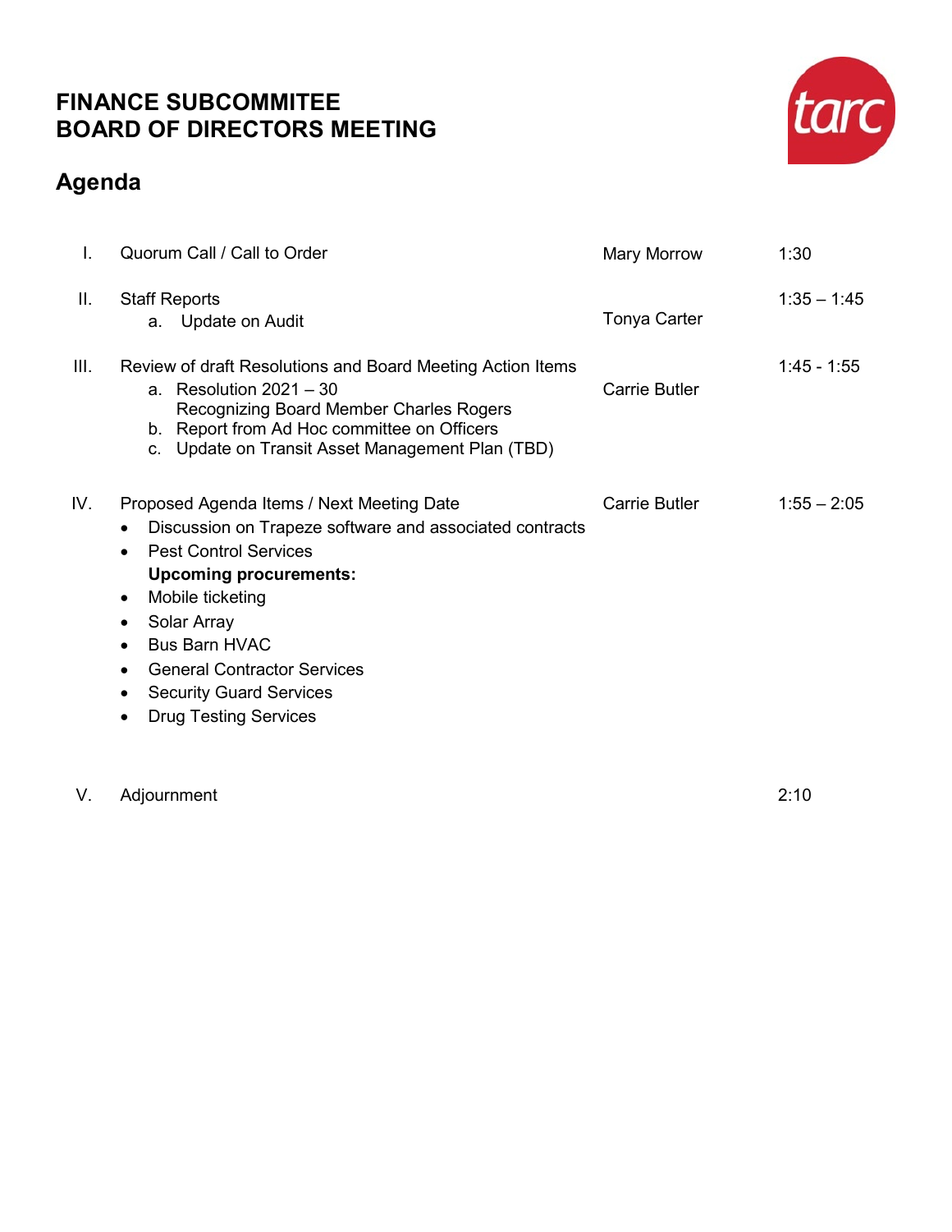# FINANCE SUBCOMMITEE
# BOARD OF DIRECTORS MEETING

## Agenda

| | | | |
|---|---|---|---|
| I. | Quorum Call / Call to Order | Mary Morrow | 1:30 |
| II. | Staff Reports<br>a. Update on Audit | Tonya Carter | 1:35 – 1:45 |
| III. | Review of draft Resolutions and Board Meeting Action Items<br>a. Resolution 2021 – 30<br>Recognizing Board Member Charles Rogers<br>b. Report from Ad Hoc committee on Officers<br>c. Update on Transit Asset Management Plan (TBD) | Carrie Butler | 1:45 - 1:55 |
| IV. | Proposed Agenda Items / Next Meeting Date<br>• Discussion on Trapeze software and associated contracts<br>• Pest Control Services<br>**Upcoming procurements:**<br>• Mobile ticketing<br>• Solar Array<br>• Bus Barn HVAC<br>• General Contractor Services<br>• Security Guard Services<br>• Drug Testing Services | Carrie Butler | 1:55 – 2:05 |
| V. | Adjournment | | 2:10 |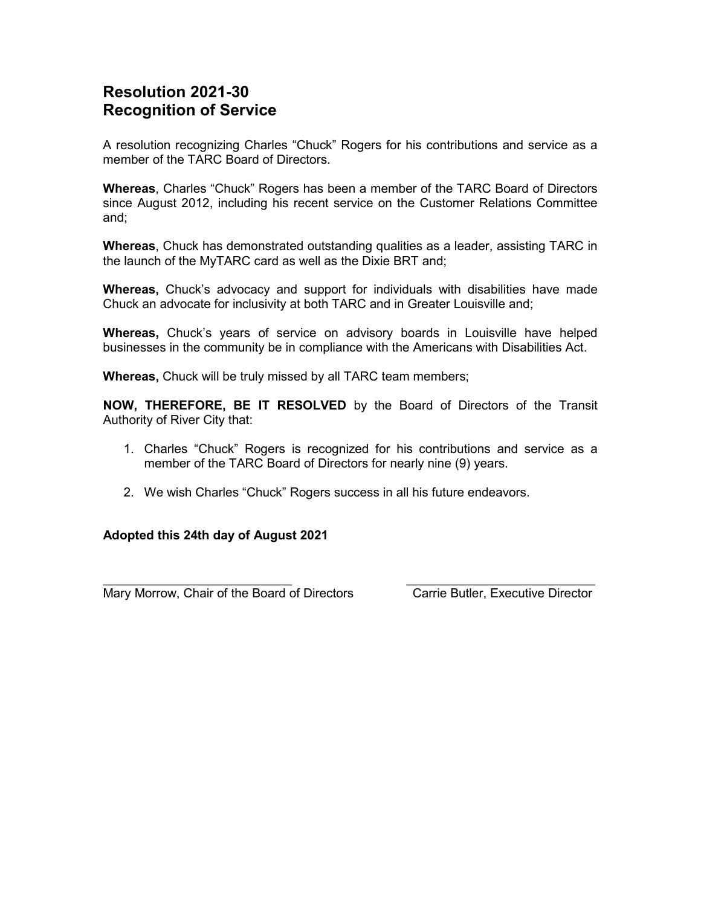# Resolution 2021-30
# Recognition of Service

A resolution recognizing Charles "Chuck" Rogers for his contributions and service as a member of the TARC Board of Directors.

**Whereas**, Charles "Chuck" Rogers has been a member of the TARC Board of Directors since August 2012, including his recent service on the Customer Relations Committee and;

**Whereas**, Chuck has demonstrated outstanding qualities as a leader, assisting TARC in the launch of the MyTARC card as well as the Dixie BRT and;

**Whereas,** Chuck's advocacy and support for individuals with disabilities have made Chuck an advocate for inclusivity at both TARC and in Greater Louisville and;

**Whereas,** Chuck's years of service on advisory boards in Louisville have helped businesses in the community be in compliance with the Americans with Disabilities Act.

**Whereas,** Chuck will be truly missed by all TARC team members;

**NOW, THEREFORE, BE IT RESOLVED** by the Board of Directors of the Transit Authority of River City that:

1. Charles "Chuck" Rogers is recognized for his contributions and service as a member of the TARC Board of Directors for nearly nine (9) years.

2. We wish Charles "Chuck" Rogers success in all his future endeavors.

**Adopted this 24th day of August 2021**

\_\_\_\_\_\_\_\_\_\_\_\_\_\_\_\_\_\_\_\_\_\_\_\_\_\_\_\_
Mary Morrow, Chair of the Board of Directors

\_\_\_\_\_\_\_\_\_\_\_\_\_\_\_\_\_\_\_\_\_\_\_\_\_\_\_\_
Carrie Butler, Executive Director